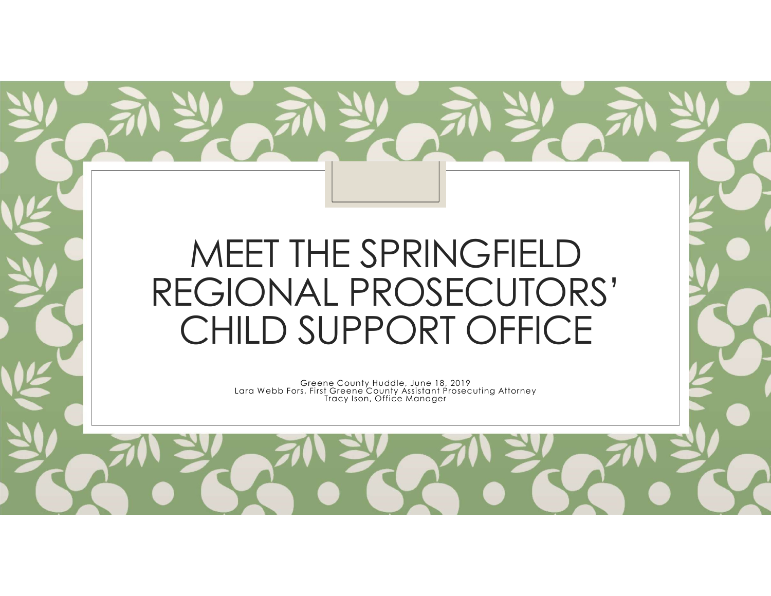# MEET THE SPRINGFIELD REGIONAL PROSECUTORS' CHILD SUPPORT OFFICE

Greene County Huddle, June 18, 2019
Lara Webb Fors, First Greene County Assistant Prosecuting Attorney
Tracy Ison, Office Manager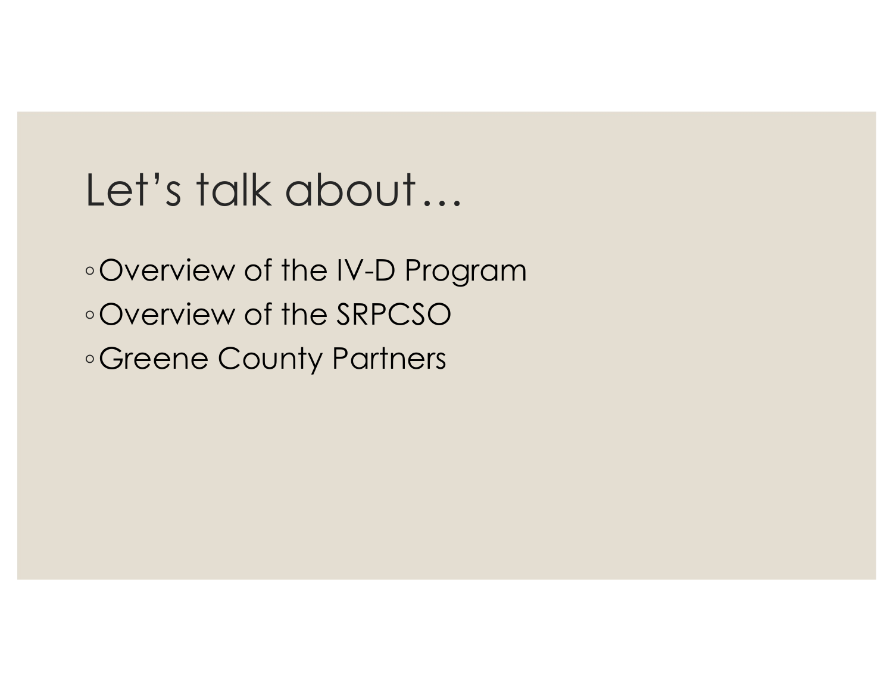# Let's talk about…

- Overview of the IV-D Program
- Overview of the SRPCSO
- Greene County Partners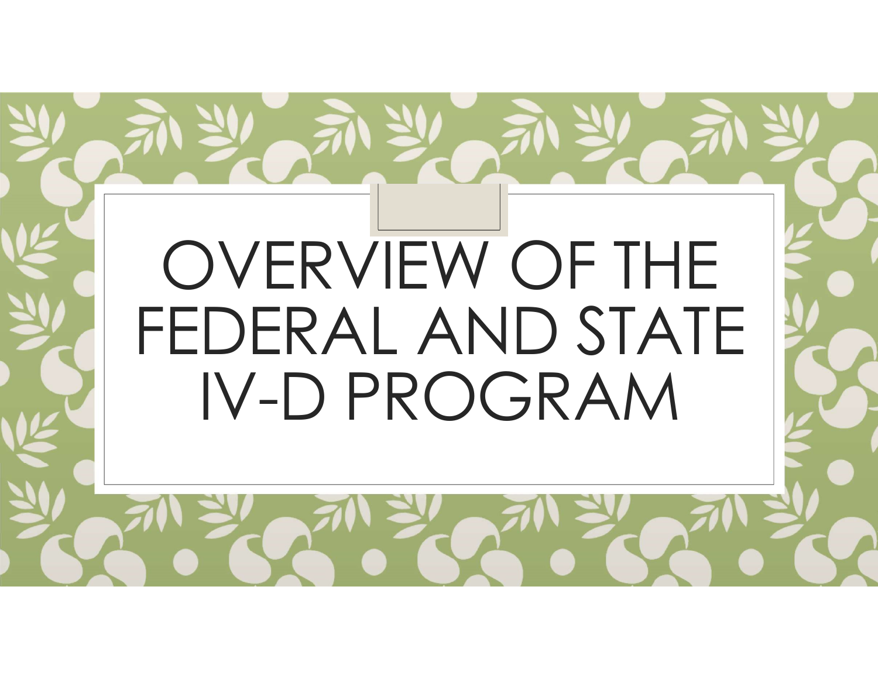# OVERVIEW OF THE FEDERAL AND STATE IV-D PROGRAM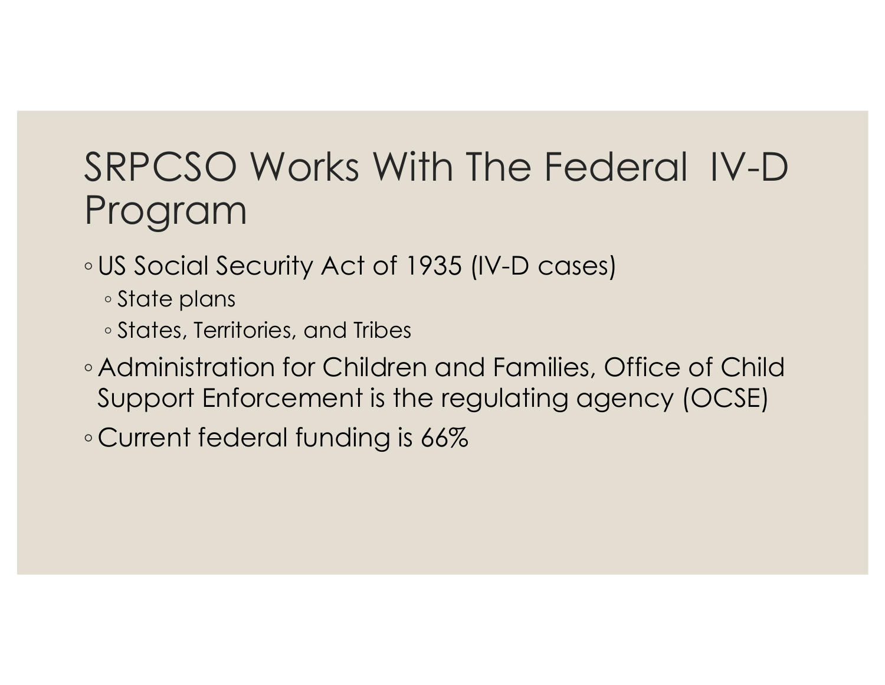# SRPCSO Works With The Federal IV-D Program

- US Social Security Act of 1935 (IV-D cases)
  - State plans
  - States, Territories, and Tribes
- Administration for Children and Families, Office of Child Support Enforcement is the regulating agency (OCSE)
- Current federal funding is 66%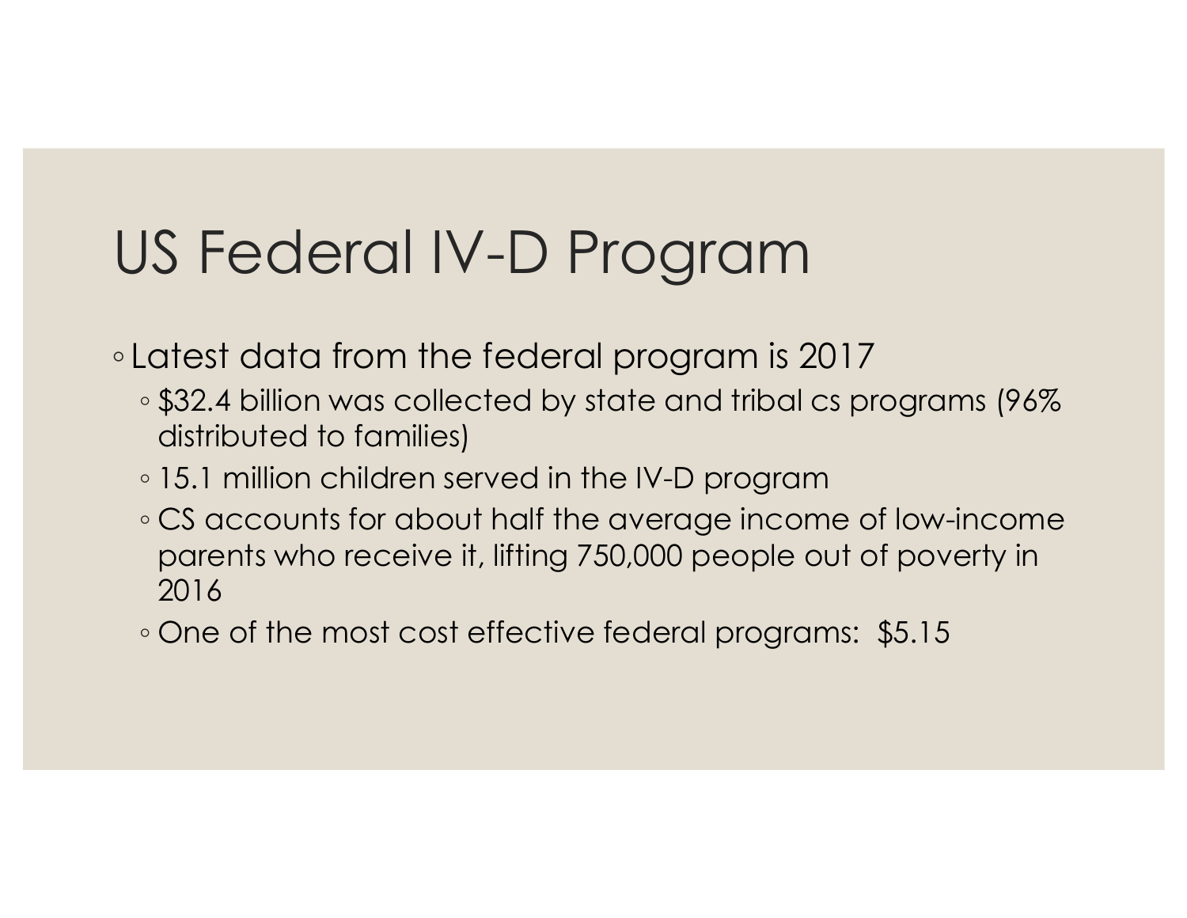# US Federal IV-D Program

- Latest data from the federal program is 2017
  - $32.4 billion was collected by state and tribal cs programs (96% distributed to families)
  - 15.1 million children served in the IV-D program
  - CS accounts for about half the average income of low-income parents who receive it, lifting 750,000 people out of poverty in 2016
  - One of the most cost effective federal programs:  $5.15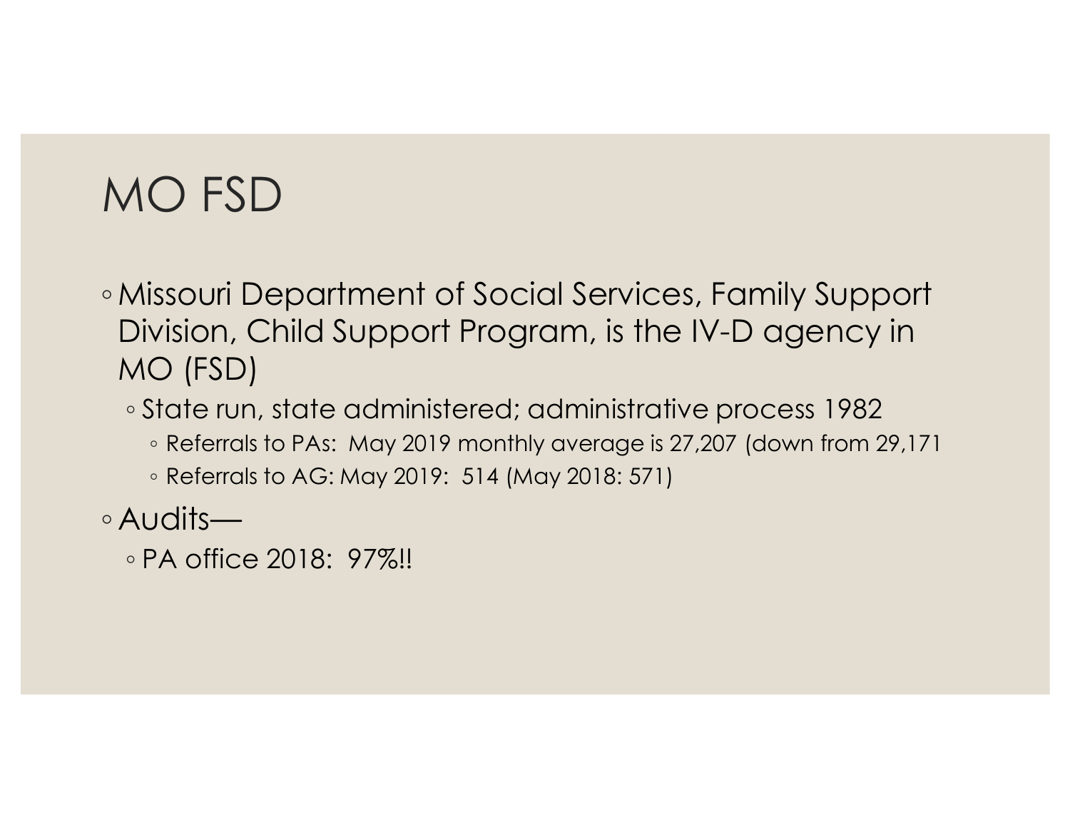# MO FSD

- Missouri Department of Social Services, Family Support Division, Child Support Program, is the IV-D agency in MO (FSD)
  - State run, state administered; administrative process 1982
    - Referrals to PAs: May 2019 monthly average is 27,207 (down from 29,171
    - Referrals to AG: May 2019: 514 (May 2018: 571)
- Audits—
  - PA office 2018: 97%!!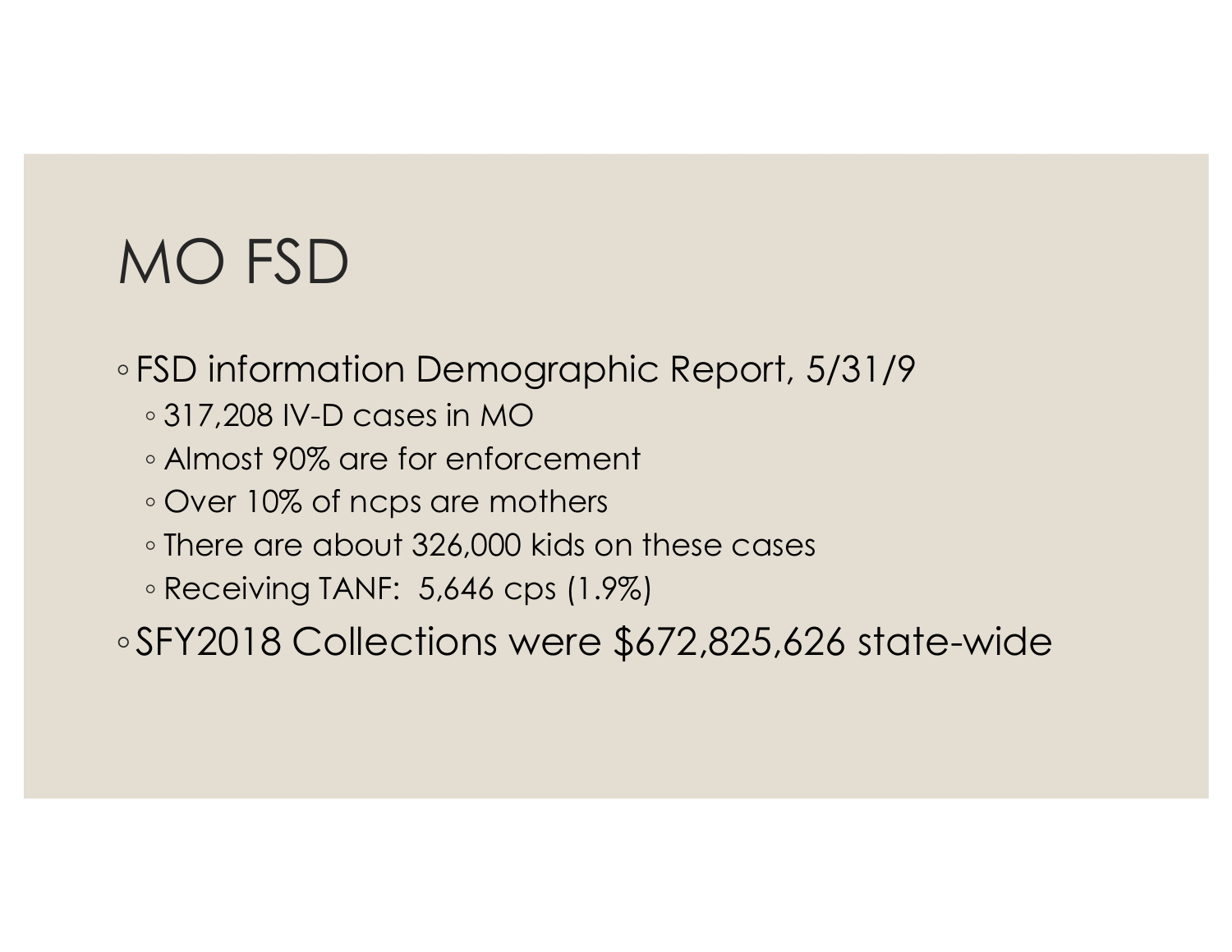# MO FSD

- FSD information Demographic Report, 5/31/9
  - 317,208 IV-D cases in MO
  - Almost 90% are for enforcement
  - Over 10% of ncps are mothers
  - There are about 326,000 kids on these cases
  - Receiving TANF:  5,646 cps (1.9%)
- SFY2018 Collections were $672,825,626 state-wide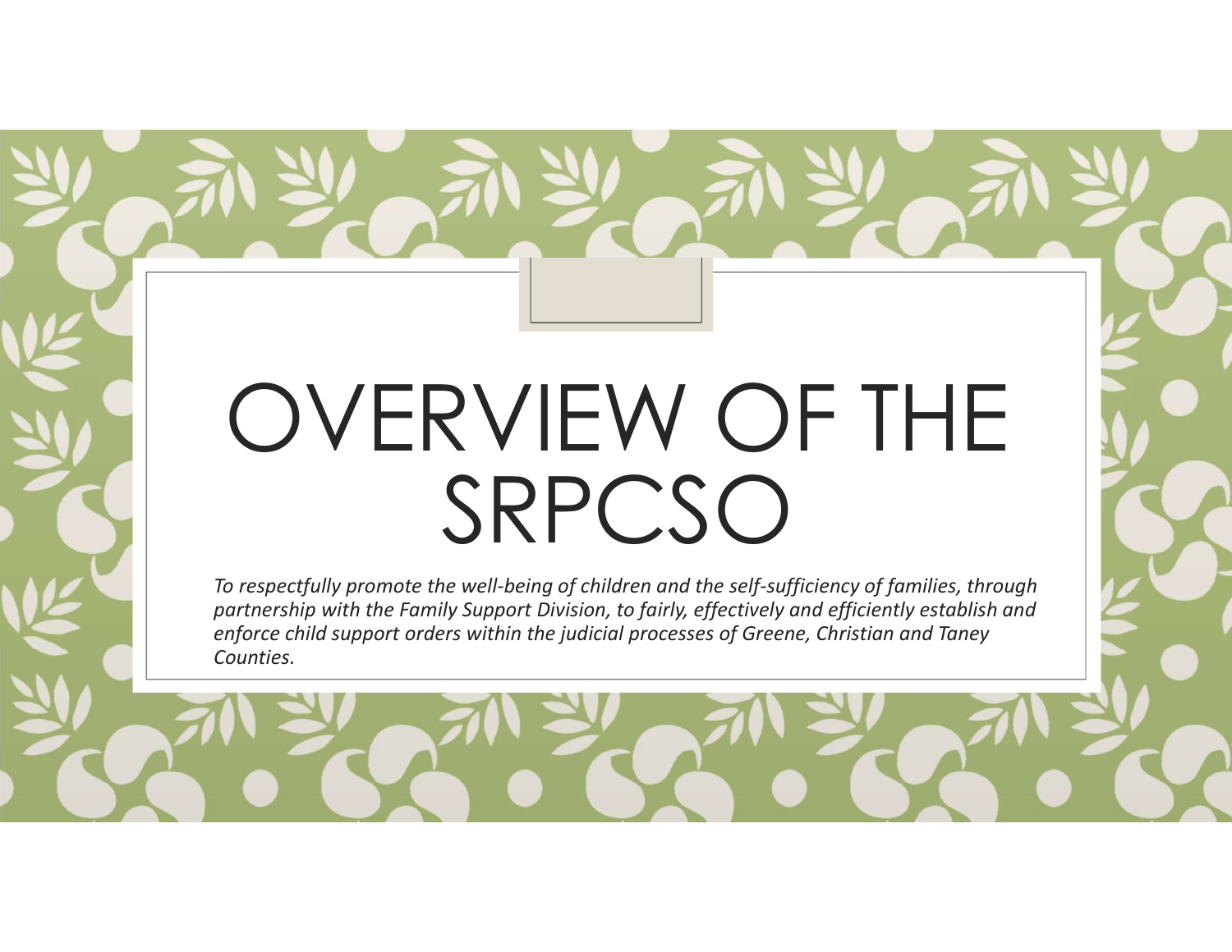# OVERVIEW OF THE SRPCSO

*To respectfully promote the well-being of children and the self-sufficiency of families, through partnership with the Family Support Division, to fairly, effectively and efficiently establish and enforce child support orders within the judicial processes of Greene, Christian and Taney Counties.*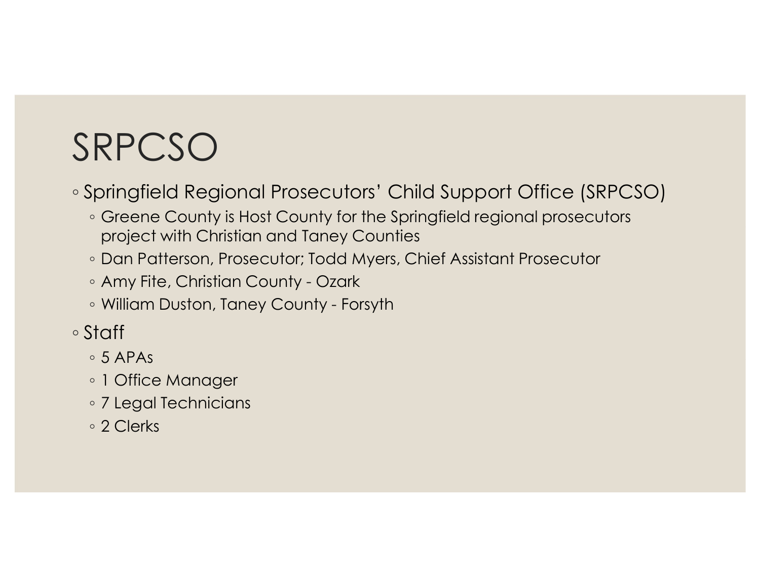# SRPCSO

- Springfield Regional Prosecutors' Child Support Office (SRPCSO)
  - Greene County is Host County for the Springfield regional prosecutors project with Christian and Taney Counties
  - Dan Patterson, Prosecutor; Todd Myers, Chief Assistant Prosecutor
  - Amy Fite, Christian County - Ozark
  - William Duston, Taney County - Forsyth
- Staff
  - 5 APAs
  - 1 Office Manager
  - 7 Legal Technicians
  - 2 Clerks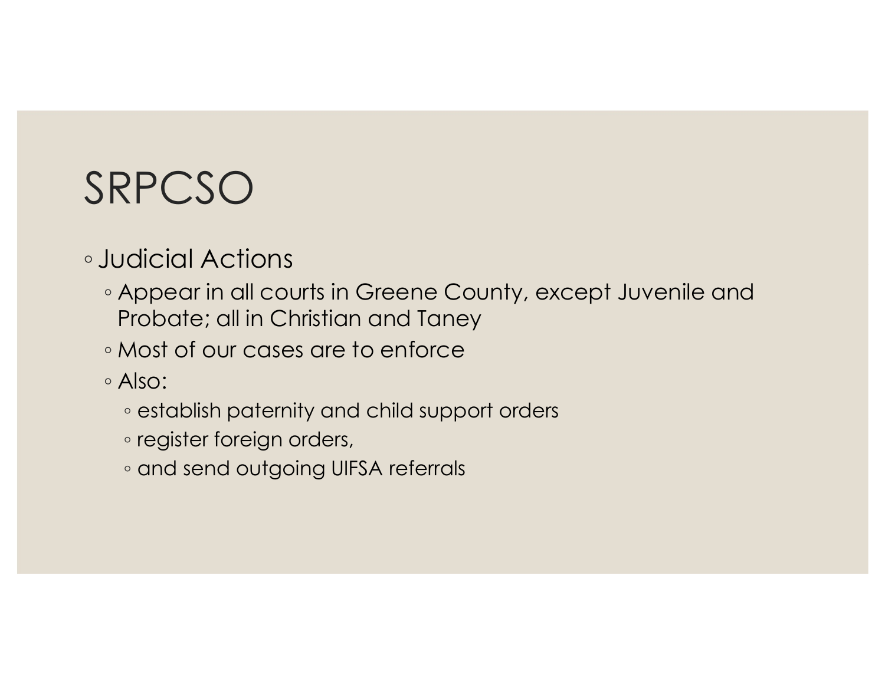# SRPCSO

- Judicial Actions
  - Appear in all courts in Greene County, except Juvenile and Probate; all in Christian and Taney
  - Most of our cases are to enforce
  - Also:
    - establish paternity and child support orders
    - register foreign orders,
    - and send outgoing UIFSA referrals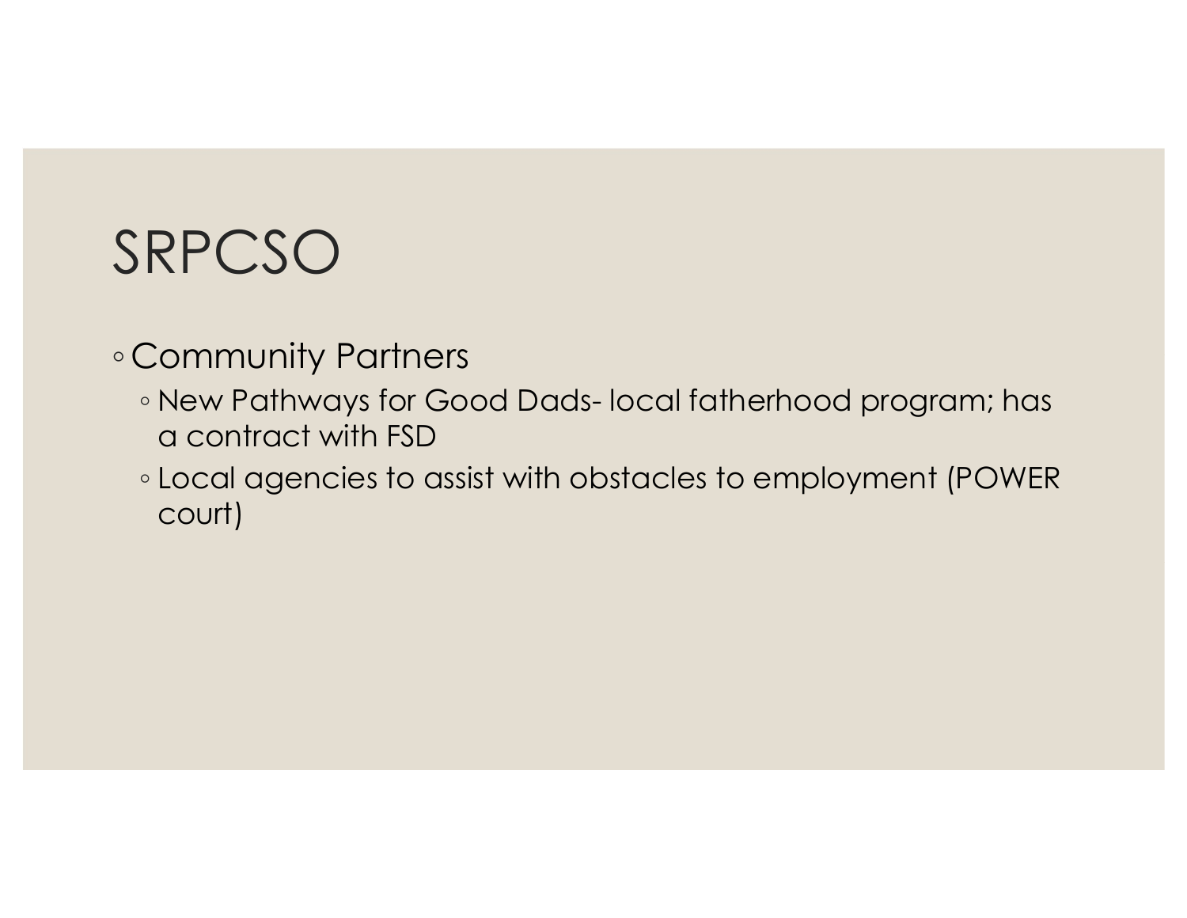# SRPCSO

- Community Partners
  - New Pathways for Good Dads- local fatherhood program; has a contract with FSD
  - Local agencies to assist with obstacles to employment (POWER court)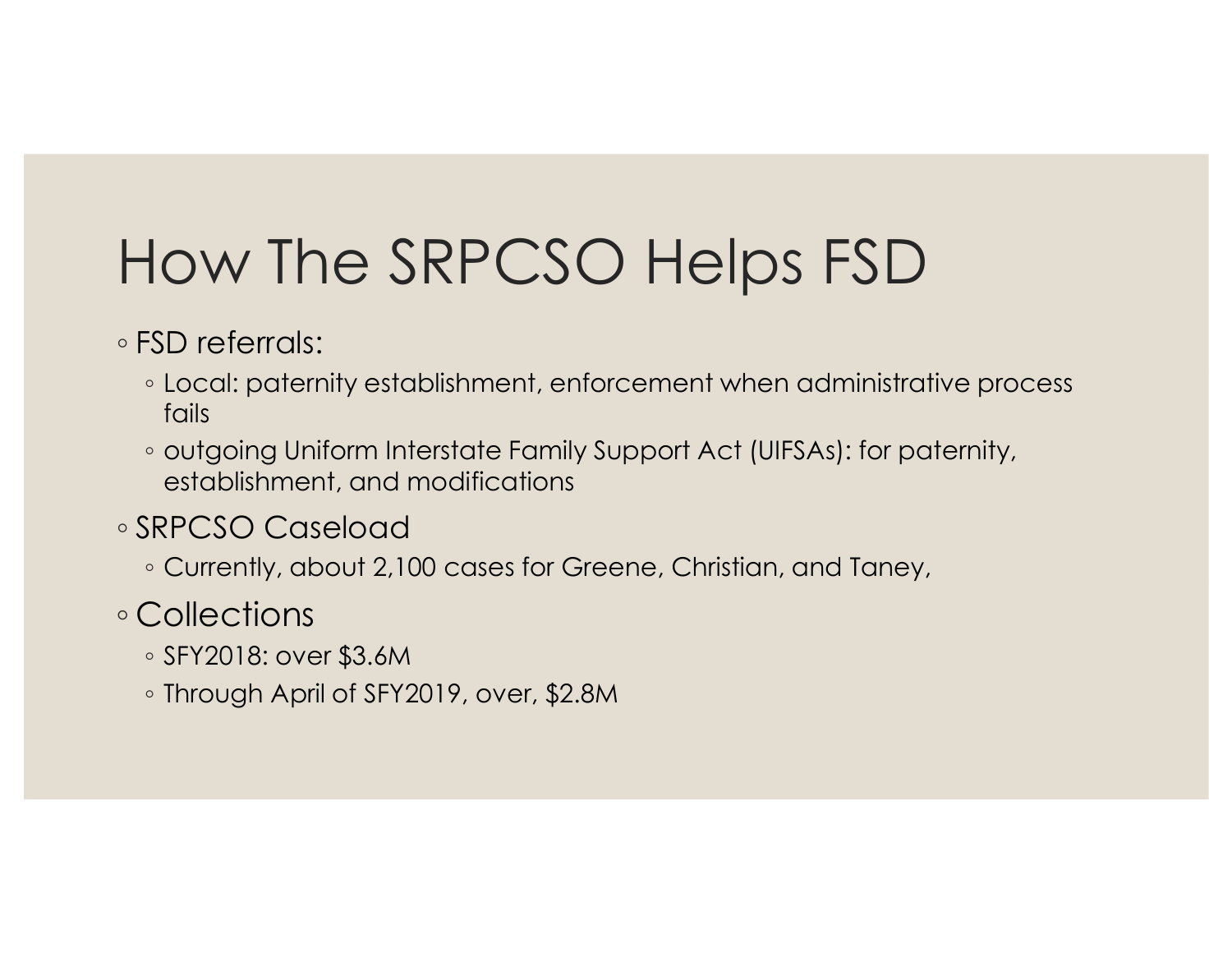# How The SRPCSO Helps FSD

- FSD referrals:
  - Local: paternity establishment, enforcement when administrative process fails
  - outgoing Uniform Interstate Family Support Act (UIFSAs): for paternity, establishment, and modifications
- SRPCSO Caseload
  - Currently, about 2,100 cases for Greene, Christian, and Taney,
- Collections
  - SFY2018: over $3.6M
  - Through April of SFY2019, over, $2.8M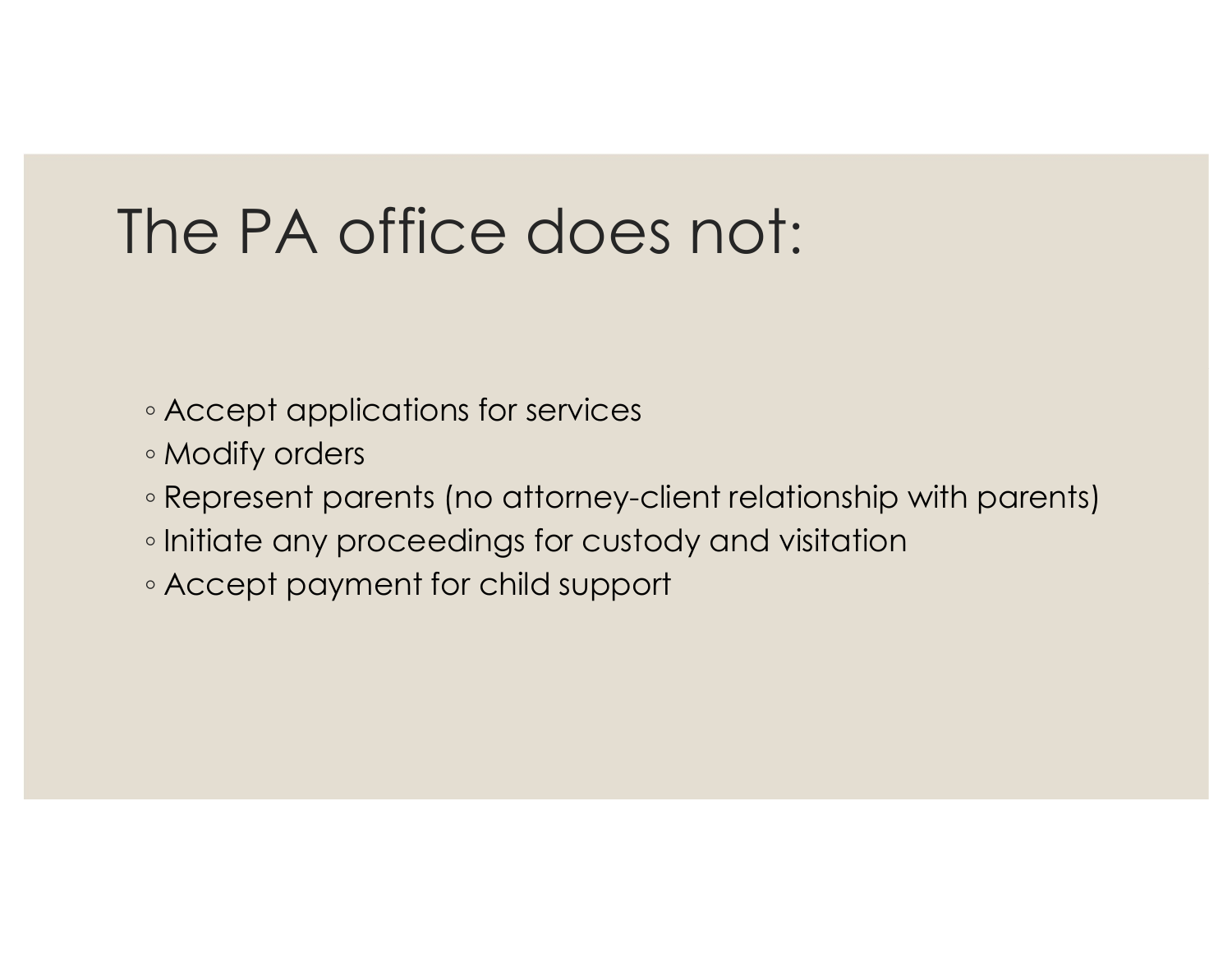# The PA office does not:

- Accept applications for services
- Modify orders
- Represent parents (no attorney-client relationship with parents)
- Initiate any proceedings for custody and visitation
- Accept payment for child support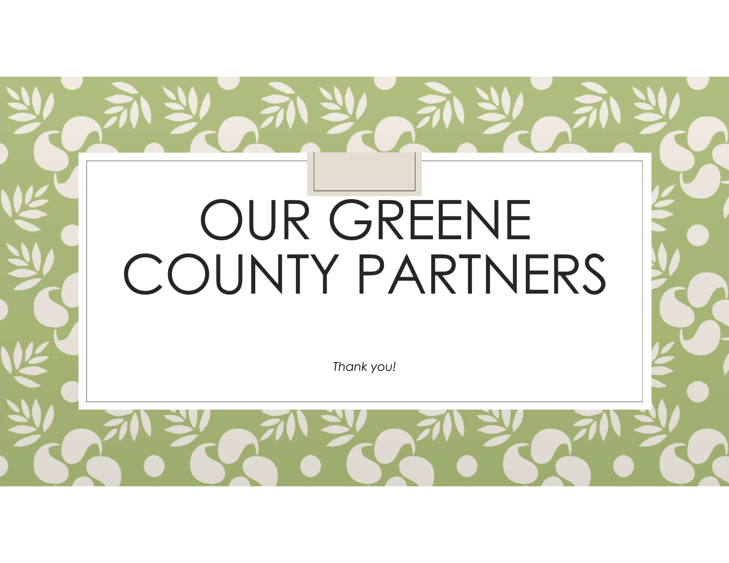# OUR GREENE COUNTY PARTNERS

*Thank you!*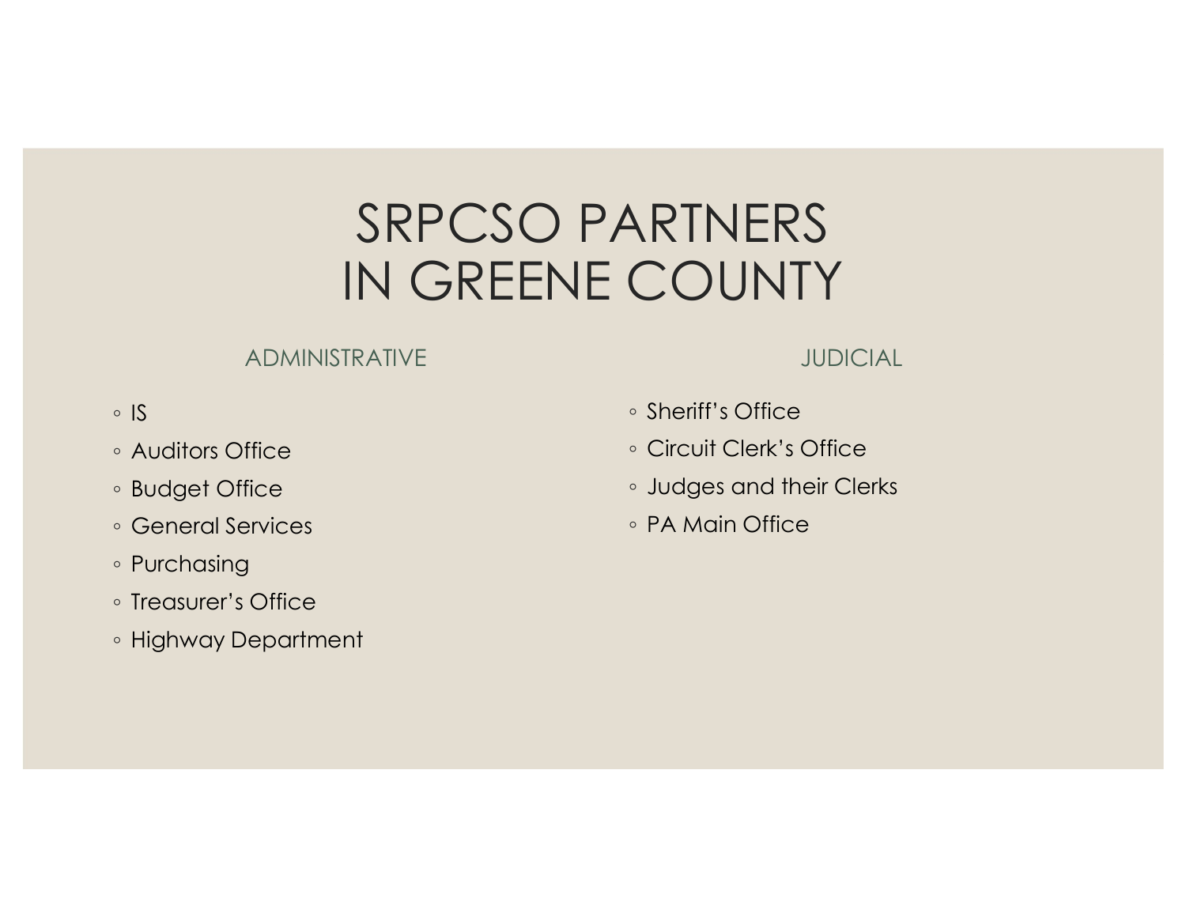# SRPCSO PARTNERS IN GREENE COUNTY

## ADMINISTRATIVE

- IS
- Auditors Office
- Budget Office
- General Services
- Purchasing
- Treasurer's Office
- Highway Department

## JUDICIAL

- Sheriff's Office
- Circuit Clerk's Office
- Judges and their Clerks
- PA Main Office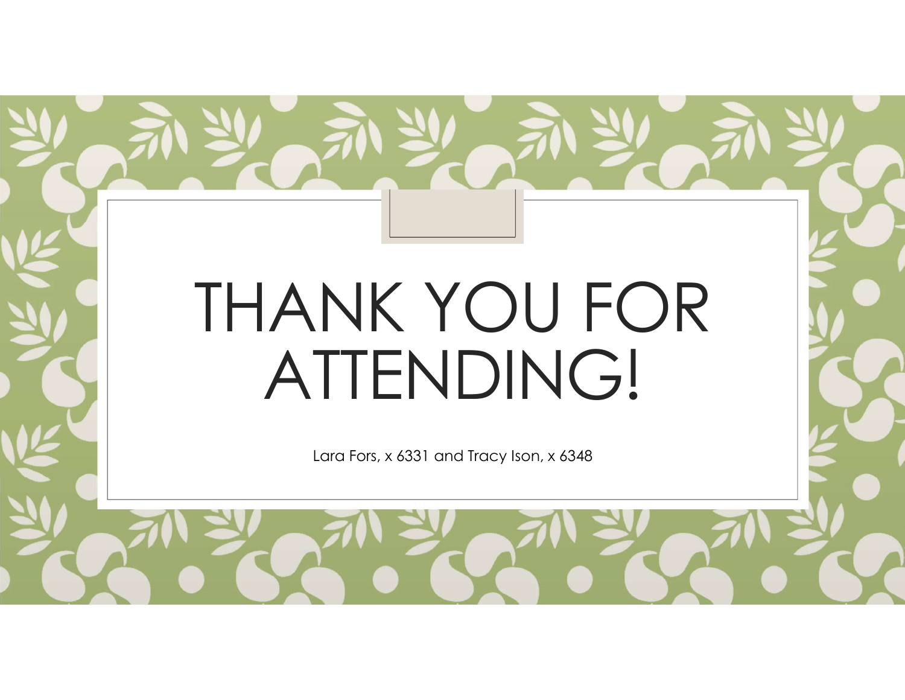# THANK YOU FOR ATTENDING!

Lara Fors, x 6331 and Tracy Ison, x 6348